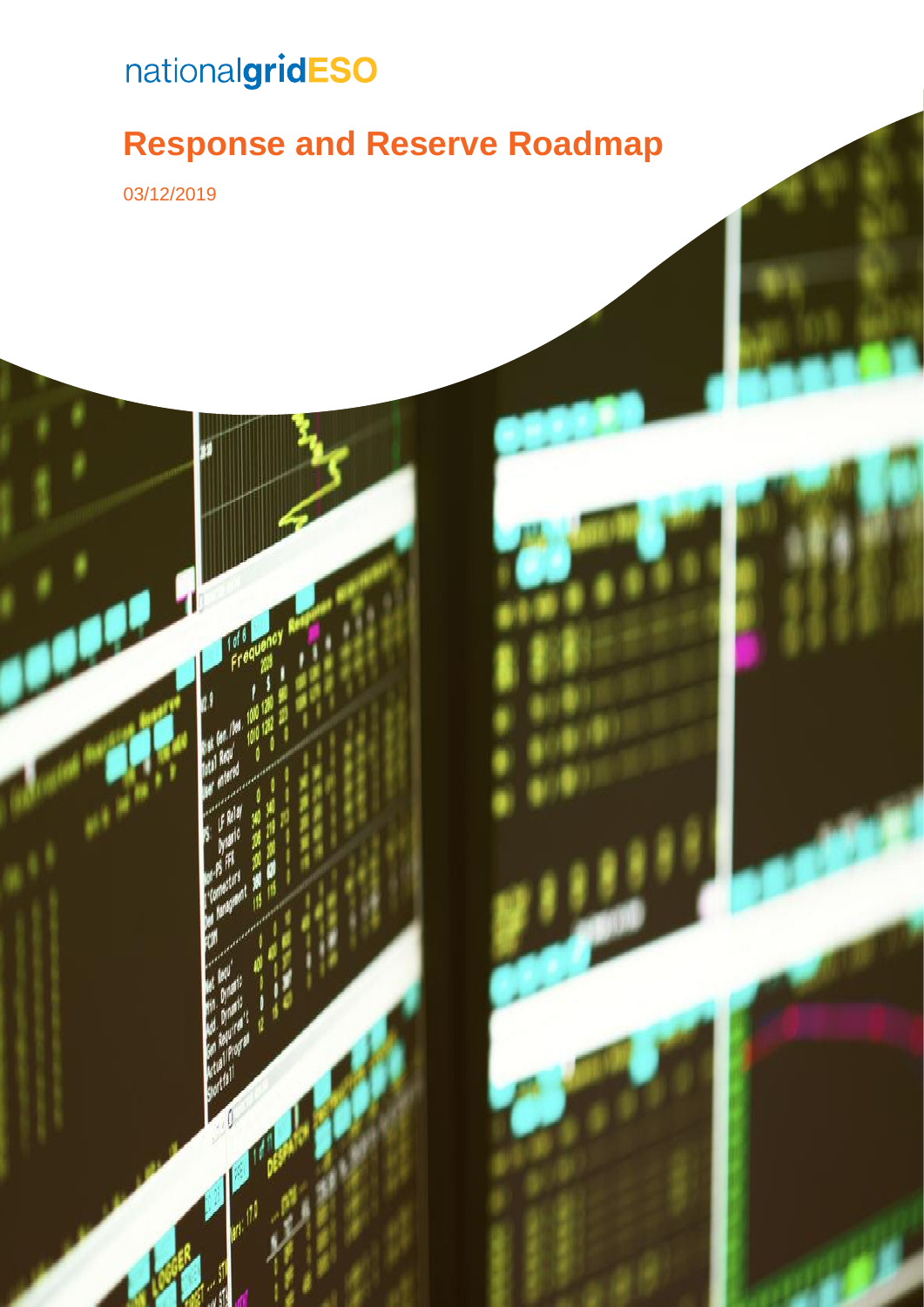nationalgridESO

# Response and Reserve Roadmap

03/12/2019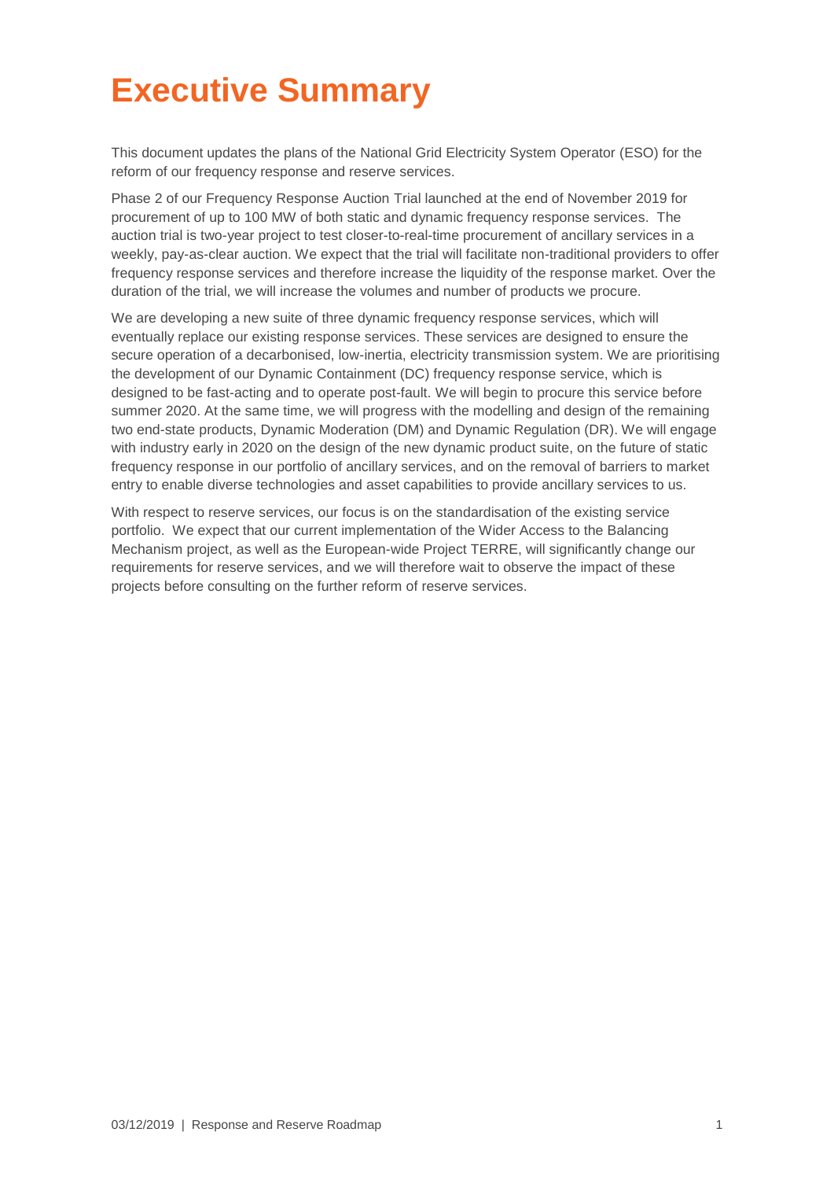# Executive Summary

This document updates the plans of the National Grid Electricity System Operator (ESO) for the reform of our frequency response and reserve services.

Phase 2 of our Frequency Response Auction Trial launched at the end of November 2019 for procurement of up to 100 MW of both static and dynamic frequency response services. The auction trial is two-year project to test closer-to-real-time procurement of ancillary services in a weekly, pay-as-clear auction. We expect that the trial will facilitate non-traditional providers to offer frequency response services and therefore increase the liquidity of the response market. Over the duration of the trial, we will increase the volumes and number of products we procure.

We are developing a new suite of three dynamic frequency response services, which will eventually replace our existing response services. These services are designed to ensure the secure operation of a decarbonised, low-inertia, electricity transmission system. We are prioritising the development of our Dynamic Containment (DC) frequency response service, which is designed to be fast-acting and to operate post-fault. We will begin to procure this service before summer 2020. At the same time, we will progress with the modelling and design of the remaining two end-state products, Dynamic Moderation (DM) and Dynamic Regulation (DR). We will engage with industry early in 2020 on the design of the new dynamic product suite, on the future of static frequency response in our portfolio of ancillary services, and on the removal of barriers to market entry to enable diverse technologies and asset capabilities to provide ancillary services to us.

With respect to reserve services, our focus is on the standardisation of the existing service portfolio. We expect that our current implementation of the Wider Access to the Balancing Mechanism project, as well as the European-wide Project TERRE, will significantly change our requirements for reserve services, and we will therefore wait to observe the impact of these projects before consulting on the further reform of reserve services.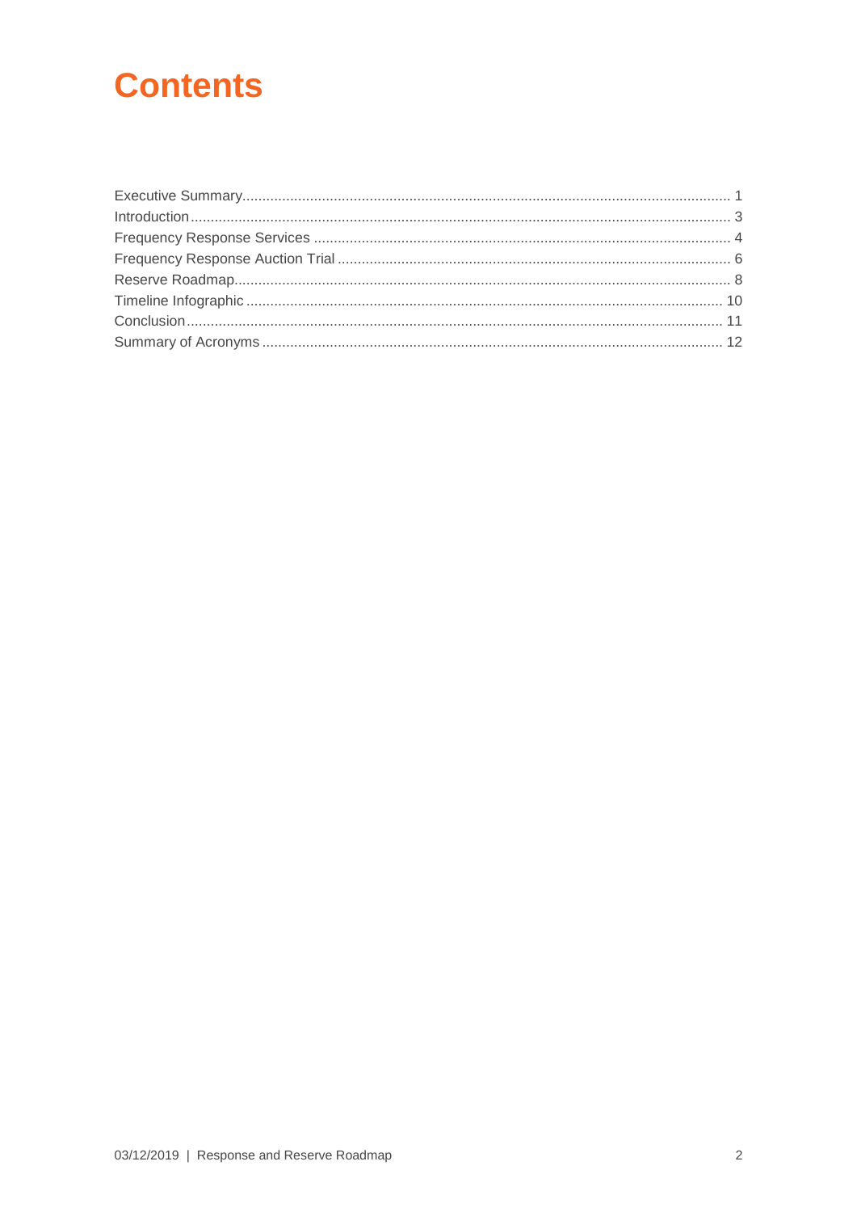# Contents

- Executive Summary ... 1
- Introduction ... 3
- Frequency Response Services ... 4
- Frequency Response Auction Trial ... 6
- Reserve Roadmap ... 8
- Timeline Infographic ... 10
- Conclusion ... 11
- Summary of Acronyms ... 12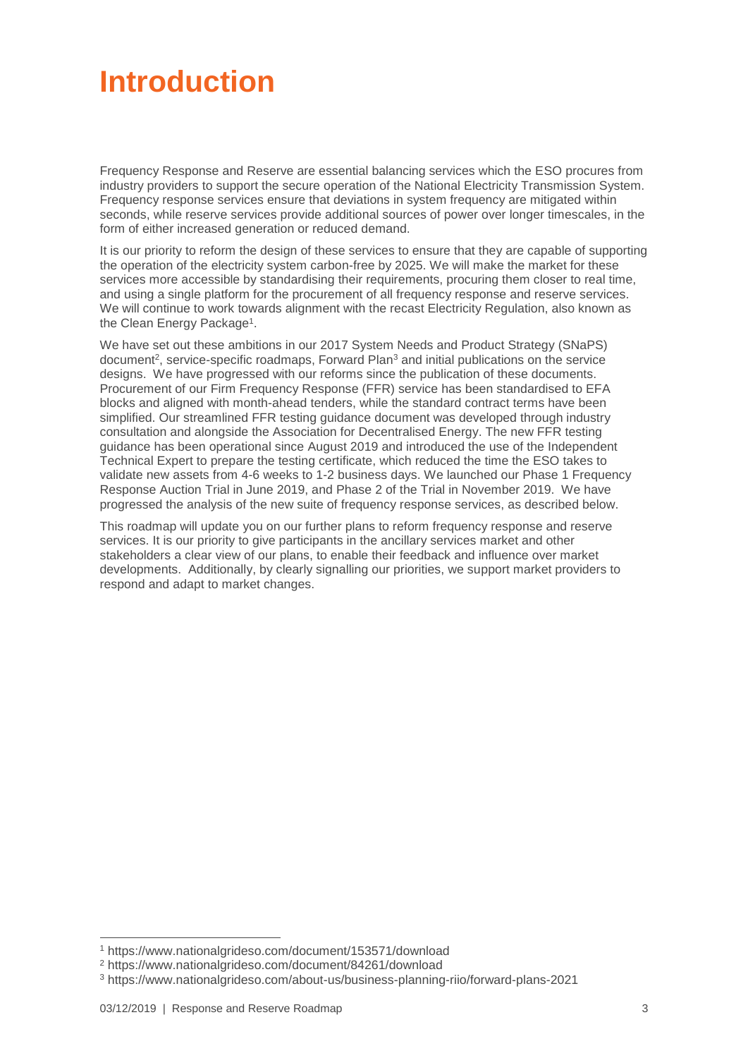# Introduction

Frequency Response and Reserve are essential balancing services which the ESO procures from industry providers to support the secure operation of the National Electricity Transmission System. Frequency response services ensure that deviations in system frequency are mitigated within seconds, while reserve services provide additional sources of power over longer timescales, in the form of either increased generation or reduced demand.

It is our priority to reform the design of these services to ensure that they are capable of supporting the operation of the electricity system carbon-free by 2025. We will make the market for these services more accessible by standardising their requirements, procuring them closer to real time, and using a single platform for the procurement of all frequency response and reserve services. We will continue to work towards alignment with the recast Electricity Regulation, also known as the Clean Energy Package[1].

We have set out these ambitions in our 2017 System Needs and Product Strategy (SNaPS) document[2], service-specific roadmaps, Forward Plan[3] and initial publications on the service designs. We have progressed with our reforms since the publication of these documents. Procurement of our Firm Frequency Response (FFR) service has been standardised to EFA blocks and aligned with month-ahead tenders, while the standard contract terms have been simplified. Our streamlined FFR testing guidance document was developed through industry consultation and alongside the Association for Decentralised Energy. The new FFR testing guidance has been operational since August 2019 and introduced the use of the Independent Technical Expert to prepare the testing certificate, which reduced the time the ESO takes to validate new assets from 4-6 weeks to 1-2 business days. We launched our Phase 1 Frequency Response Auction Trial in June 2019, and Phase 2 of the Trial in November 2019. We have progressed the analysis of the new suite of frequency response services, as described below.

This roadmap will update you on our further plans to reform frequency response and reserve services. It is our priority to give participants in the ancillary services market and other stakeholders a clear view of our plans, to enable their feedback and influence over market developments. Additionally, by clearly signalling our priorities, we support market providers to respond and adapt to market changes.

[1] https://www.nationalgrideso.com/document/153571/download

[2] https://www.nationalgrideso.com/document/84261/download

[3] https://www.nationalgrideso.com/about-us/business-planning-riio/forward-plans-2021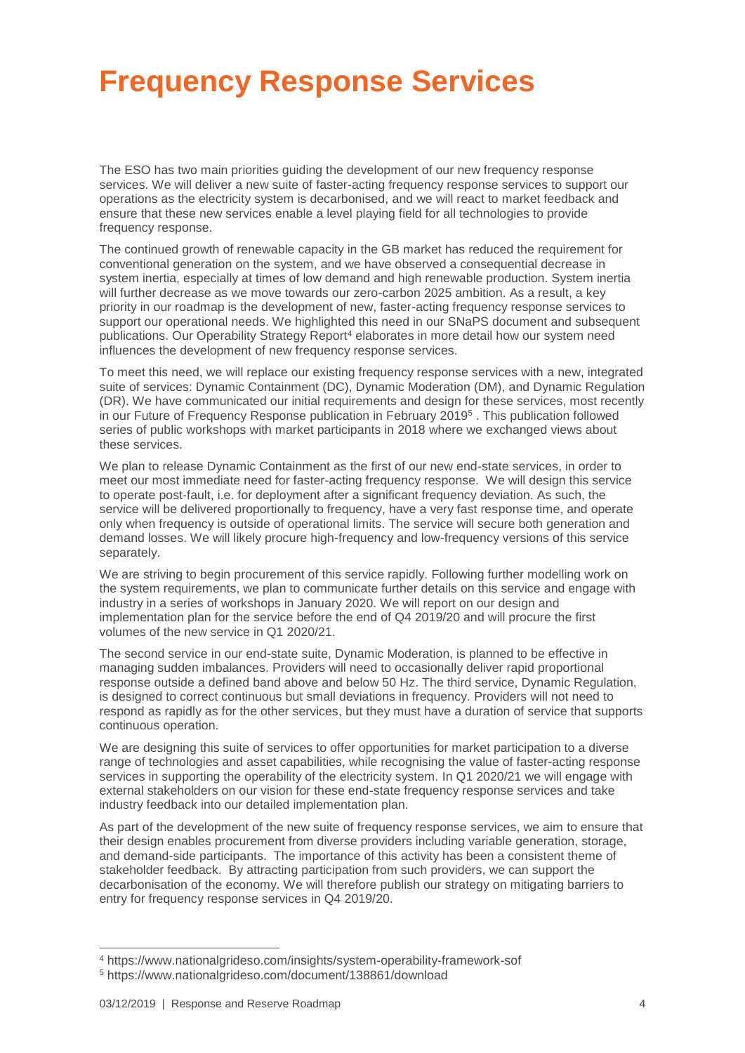# Frequency Response Services

The ESO has two main priorities guiding the development of our new frequency response services. We will deliver a new suite of faster-acting frequency response services to support our operations as the electricity system is decarbonised, and we will react to market feedback and ensure that these new services enable a level playing field for all technologies to provide frequency response.

The continued growth of renewable capacity in the GB market has reduced the requirement for conventional generation on the system, and we have observed a consequential decrease in system inertia, especially at times of low demand and high renewable production. System inertia will further decrease as we move towards our zero-carbon 2025 ambition. As a result, a key priority in our roadmap is the development of new, faster-acting frequency response services to support our operational needs. We highlighted this need in our SNaPS document and subsequent publications. Our Operability Strategy Report[4] elaborates in more detail how our system need influences the development of new frequency response services.

To meet this need, we will replace our existing frequency response services with a new, integrated suite of services: Dynamic Containment (DC), Dynamic Moderation (DM), and Dynamic Regulation (DR). We have communicated our initial requirements and design for these services, most recently in our Future of Frequency Response publication in February 2019[5] . This publication followed series of public workshops with market participants in 2018 where we exchanged views about these services.

We plan to release Dynamic Containment as the first of our new end-state services, in order to meet our most immediate need for faster-acting frequency response. We will design this service to operate post-fault, i.e. for deployment after a significant frequency deviation. As such, the service will be delivered proportionally to frequency, have a very fast response time, and operate only when frequency is outside of operational limits. The service will secure both generation and demand losses. We will likely procure high-frequency and low-frequency versions of this service separately.

We are striving to begin procurement of this service rapidly. Following further modelling work on the system requirements, we plan to communicate further details on this service and engage with industry in a series of workshops in January 2020. We will report on our design and implementation plan for the service before the end of Q4 2019/20 and will procure the first volumes of the new service in Q1 2020/21.

The second service in our end-state suite, Dynamic Moderation, is planned to be effective in managing sudden imbalances. Providers will need to occasionally deliver rapid proportional response outside a defined band above and below 50 Hz. The third service, Dynamic Regulation, is designed to correct continuous but small deviations in frequency. Providers will not need to respond as rapidly as for the other services, but they must have a duration of service that supports continuous operation.

We are designing this suite of services to offer opportunities for market participation to a diverse range of technologies and asset capabilities, while recognising the value of faster-acting response services in supporting the operability of the electricity system. In Q1 2020/21 we will engage with external stakeholders on our vision for these end-state frequency response services and take industry feedback into our detailed implementation plan.

As part of the development of the new suite of frequency response services, we aim to ensure that their design enables procurement from diverse providers including variable generation, storage, and demand-side participants. The importance of this activity has been a consistent theme of stakeholder feedback. By attracting participation from such providers, we can support the decarbonisation of the economy. We will therefore publish our strategy on mitigating barriers to entry for frequency response services in Q4 2019/20.

---

[4] https://www.nationalgrideso.com/insights/system-operability-framework-sof

[5] https://www.nationalgrideso.com/document/138861/download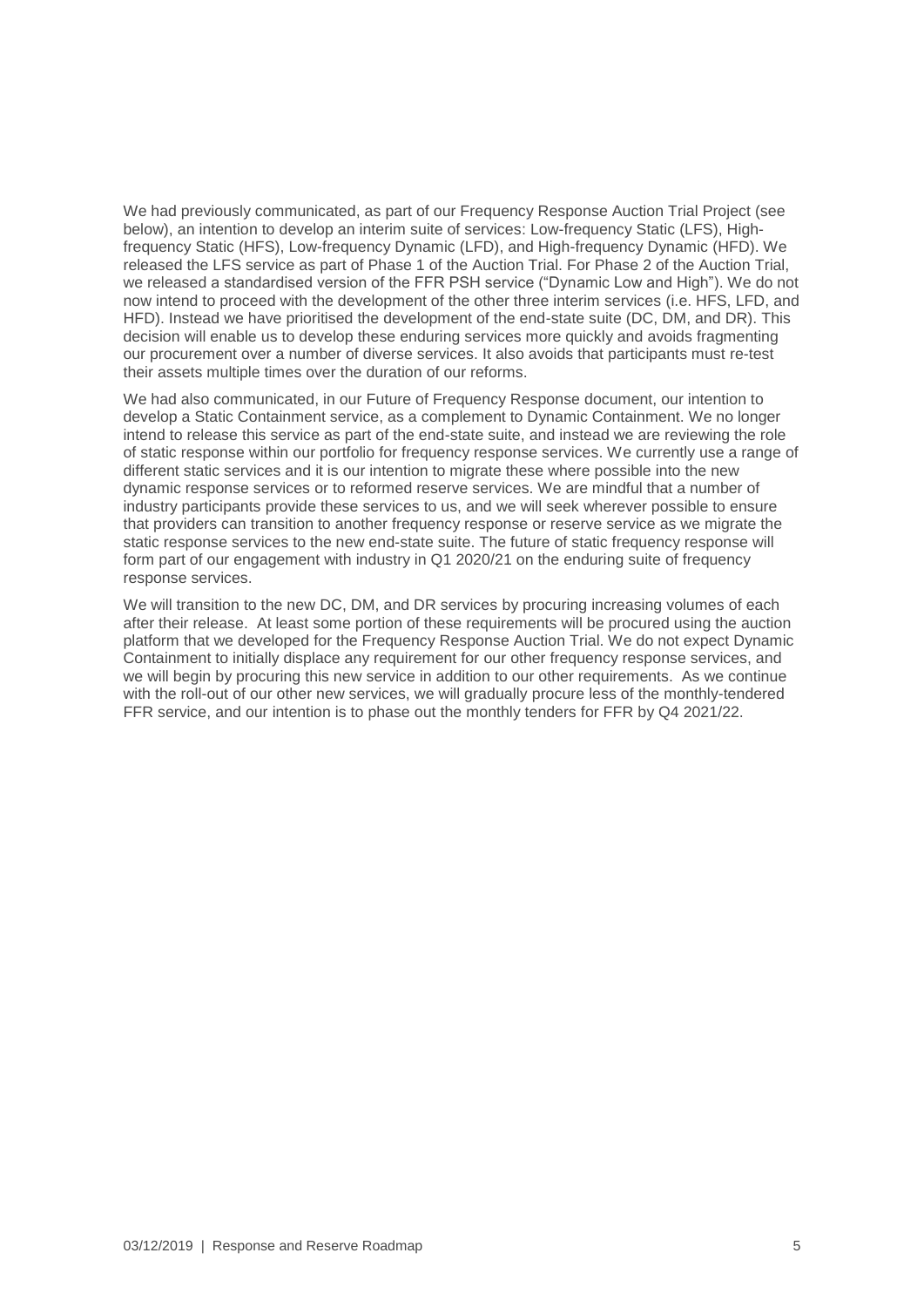We had previously communicated, as part of our Frequency Response Auction Trial Project (see below), an intention to develop an interim suite of services: Low-frequency Static (LFS), High-frequency Static (HFS), Low-frequency Dynamic (LFD), and High-frequency Dynamic (HFD). We released the LFS service as part of Phase 1 of the Auction Trial. For Phase 2 of the Auction Trial, we released a standardised version of the FFR PSH service ("Dynamic Low and High"). We do not now intend to proceed with the development of the other three interim services (i.e. HFS, LFD, and HFD). Instead we have prioritised the development of the end-state suite (DC, DM, and DR). This decision will enable us to develop these enduring services more quickly and avoids fragmenting our procurement over a number of diverse services. It also avoids that participants must re-test their assets multiple times over the duration of our reforms.

We had also communicated, in our Future of Frequency Response document, our intention to develop a Static Containment service, as a complement to Dynamic Containment. We no longer intend to release this service as part of the end-state suite, and instead we are reviewing the role of static response within our portfolio for frequency response services. We currently use a range of different static services and it is our intention to migrate these where possible into the new dynamic response services or to reformed reserve services. We are mindful that a number of industry participants provide these services to us, and we will seek wherever possible to ensure that providers can transition to another frequency response or reserve service as we migrate the static response services to the new end-state suite. The future of static frequency response will form part of our engagement with industry in Q1 2020/21 on the enduring suite of frequency response services.

We will transition to the new DC, DM, and DR services by procuring increasing volumes of each after their release. At least some portion of these requirements will be procured using the auction platform that we developed for the Frequency Response Auction Trial. We do not expect Dynamic Containment to initially displace any requirement for our other frequency response services, and we will begin by procuring this new service in addition to our other requirements. As we continue with the roll-out of our other new services, we will gradually procure less of the monthly-tendered FFR service, and our intention is to phase out the monthly tenders for FFR by Q4 2021/22.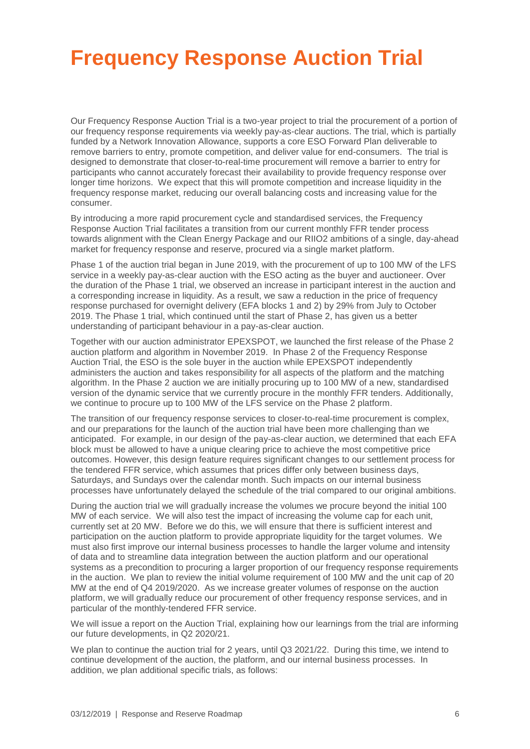# Frequency Response Auction Trial

Our Frequency Response Auction Trial is a two-year project to trial the procurement of a portion of our frequency response requirements via weekly pay-as-clear auctions. The trial, which is partially funded by a Network Innovation Allowance, supports a core ESO Forward Plan deliverable to remove barriers to entry, promote competition, and deliver value for end-consumers. The trial is designed to demonstrate that closer-to-real-time procurement will remove a barrier to entry for participants who cannot accurately forecast their availability to provide frequency response over longer time horizons. We expect that this will promote competition and increase liquidity in the frequency response market, reducing our overall balancing costs and increasing value for the consumer.

By introducing a more rapid procurement cycle and standardised services, the Frequency Response Auction Trial facilitates a transition from our current monthly FFR tender process towards alignment with the Clean Energy Package and our RIIO2 ambitions of a single, day-ahead market for frequency response and reserve, procured via a single market platform.

Phase 1 of the auction trial began in June 2019, with the procurement of up to 100 MW of the LFS service in a weekly pay-as-clear auction with the ESO acting as the buyer and auctioneer. Over the duration of the Phase 1 trial, we observed an increase in participant interest in the auction and a corresponding increase in liquidity. As a result, we saw a reduction in the price of frequency response purchased for overnight delivery (EFA blocks 1 and 2) by 29% from July to October 2019. The Phase 1 trial, which continued until the start of Phase 2, has given us a better understanding of participant behaviour in a pay-as-clear auction.

Together with our auction administrator EPEXSPOT, we launched the first release of the Phase 2 auction platform and algorithm in November 2019. In Phase 2 of the Frequency Response Auction Trial, the ESO is the sole buyer in the auction while EPEXSPOT independently administers the auction and takes responsibility for all aspects of the platform and the matching algorithm. In the Phase 2 auction we are initially procuring up to 100 MW of a new, standardised version of the dynamic service that we currently procure in the monthly FFR tenders. Additionally, we continue to procure up to 100 MW of the LFS service on the Phase 2 platform.

The transition of our frequency response services to closer-to-real-time procurement is complex, and our preparations for the launch of the auction trial have been more challenging than we anticipated. For example, in our design of the pay-as-clear auction, we determined that each EFA block must be allowed to have a unique clearing price to achieve the most competitive price outcomes. However, this design feature requires significant changes to our settlement process for the tendered FFR service, which assumes that prices differ only between business days, Saturdays, and Sundays over the calendar month. Such impacts on our internal business processes have unfortunately delayed the schedule of the trial compared to our original ambitions.

During the auction trial we will gradually increase the volumes we procure beyond the initial 100 MW of each service. We will also test the impact of increasing the volume cap for each unit, currently set at 20 MW. Before we do this, we will ensure that there is sufficient interest and participation on the auction platform to provide appropriate liquidity for the target volumes. We must also first improve our internal business processes to handle the larger volume and intensity of data and to streamline data integration between the auction platform and our operational systems as a precondition to procuring a larger proportion of our frequency response requirements in the auction. We plan to review the initial volume requirement of 100 MW and the unit cap of 20 MW at the end of Q4 2019/2020. As we increase greater volumes of response on the auction platform, we will gradually reduce our procurement of other frequency response services, and in particular of the monthly-tendered FFR service.

We will issue a report on the Auction Trial, explaining how our learnings from the trial are informing our future developments, in Q2 2020/21.

We plan to continue the auction trial for 2 years, until Q3 2021/22. During this time, we intend to continue development of the auction, the platform, and our internal business processes. In addition, we plan additional specific trials, as follows: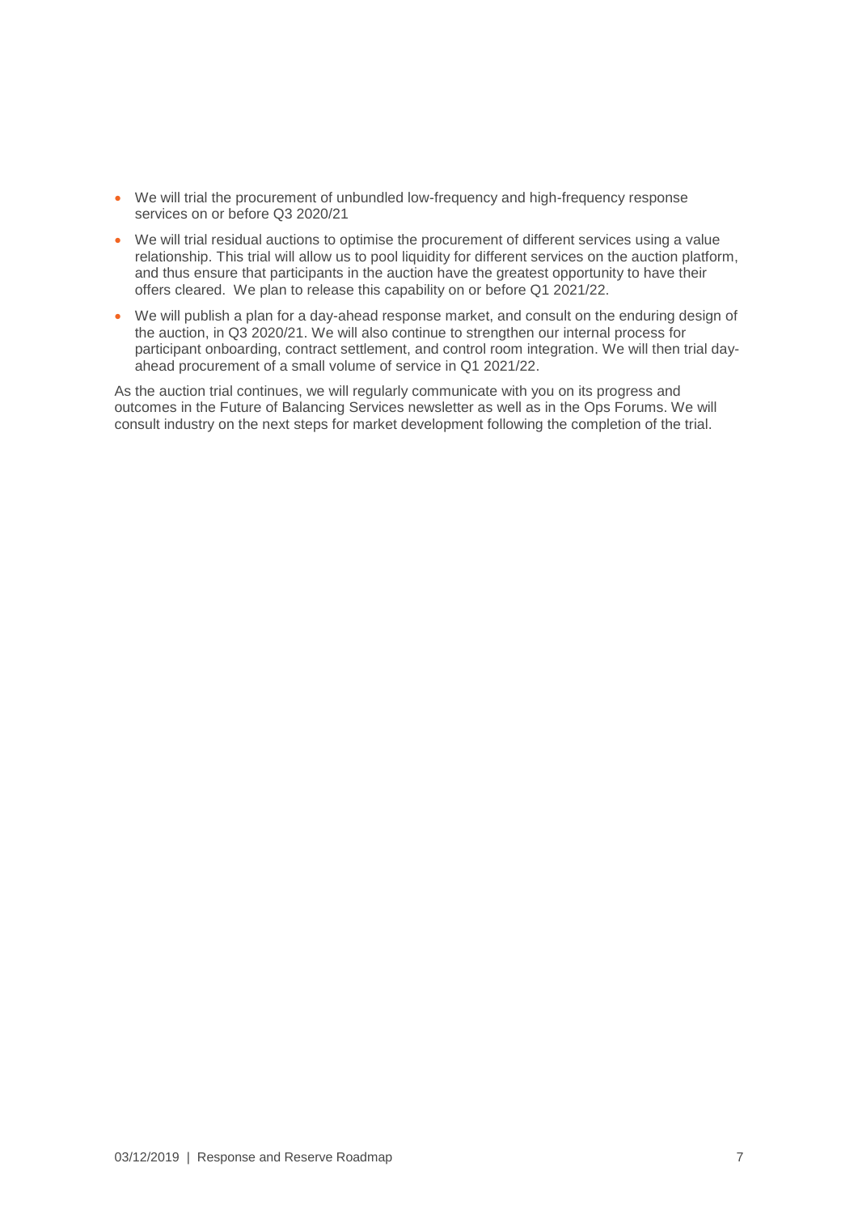- We will trial the procurement of unbundled low-frequency and high-frequency response services on or before Q3 2020/21
- We will trial residual auctions to optimise the procurement of different services using a value relationship. This trial will allow us to pool liquidity for different services on the auction platform, and thus ensure that participants in the auction have the greatest opportunity to have their offers cleared. We plan to release this capability on or before Q1 2021/22.
- We will publish a plan for a day-ahead response market, and consult on the enduring design of the auction, in Q3 2020/21. We will also continue to strengthen our internal process for participant onboarding, contract settlement, and control room integration. We will then trial day-ahead procurement of a small volume of service in Q1 2021/22.

As the auction trial continues, we will regularly communicate with you on its progress and outcomes in the Future of Balancing Services newsletter as well as in the Ops Forums. We will consult industry on the next steps for market development following the completion of the trial.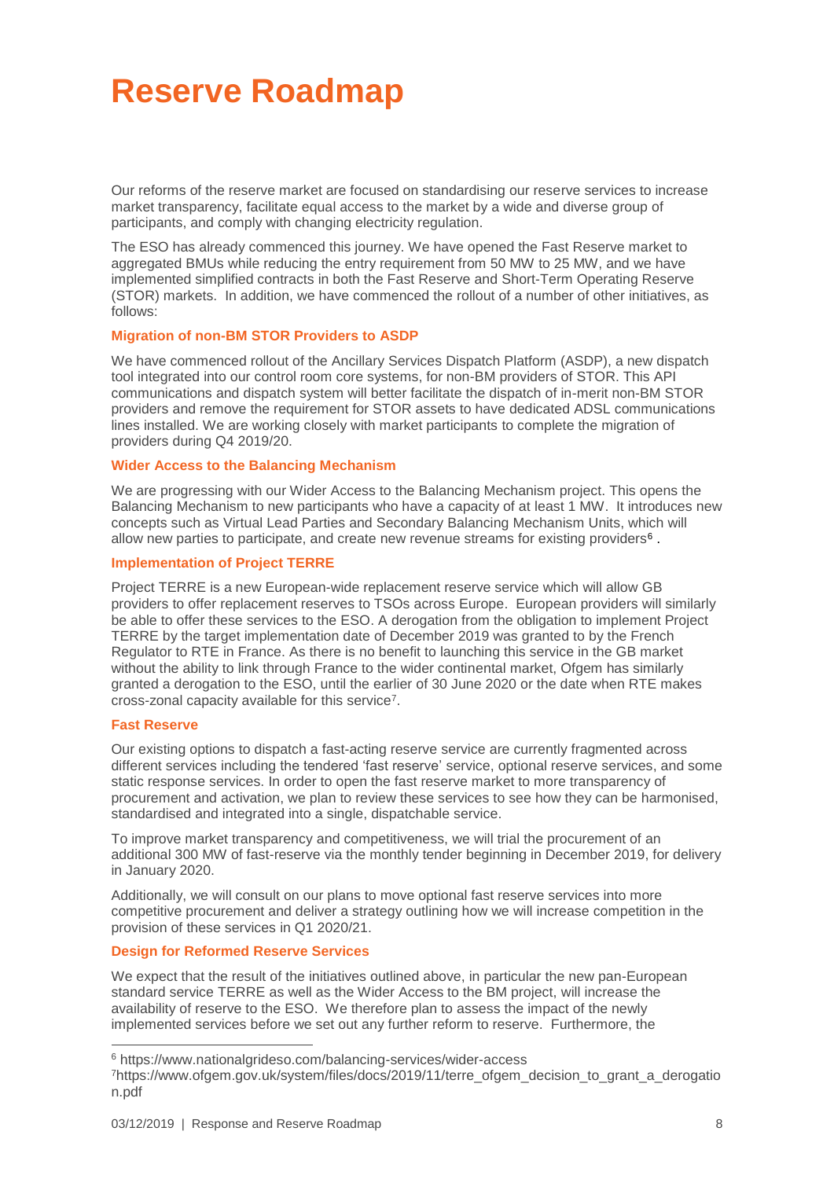# Reserve Roadmap

Our reforms of the reserve market are focused on standardising our reserve services to increase market transparency, facilitate equal access to the market by a wide and diverse group of participants, and comply with changing electricity regulation.

The ESO has already commenced this journey. We have opened the Fast Reserve market to aggregated BMUs while reducing the entry requirement from 50 MW to 25 MW, and we have implemented simplified contracts in both the Fast Reserve and Short-Term Operating Reserve (STOR) markets. In addition, we have commenced the rollout of a number of other initiatives, as follows:

### Migration of non-BM STOR Providers to ASDP

We have commenced rollout of the Ancillary Services Dispatch Platform (ASDP), a new dispatch tool integrated into our control room core systems, for non-BM providers of STOR. This API communications and dispatch system will better facilitate the dispatch of in-merit non-BM STOR providers and remove the requirement for STOR assets to have dedicated ADSL communications lines installed. We are working closely with market participants to complete the migration of providers during Q4 2019/20.

### Wider Access to the Balancing Mechanism

We are progressing with our Wider Access to the Balancing Mechanism project. This opens the Balancing Mechanism to new participants who have a capacity of at least 1 MW. It introduces new concepts such as Virtual Lead Parties and Secondary Balancing Mechanism Units, which will allow new parties to participate, and create new revenue streams for existing providers[6] .

### Implementation of Project TERRE

Project TERRE is a new European-wide replacement reserve service which will allow GB providers to offer replacement reserves to TSOs across Europe. European providers will similarly be able to offer these services to the ESO. A derogation from the obligation to implement Project TERRE by the target implementation date of December 2019 was granted to by the French Regulator to RTE in France. As there is no benefit to launching this service in the GB market without the ability to link through France to the wider continental market, Ofgem has similarly granted a derogation to the ESO, until the earlier of 30 June 2020 or the date when RTE makes cross-zonal capacity available for this service[7].

### Fast Reserve

Our existing options to dispatch a fast-acting reserve service are currently fragmented across different services including the tendered 'fast reserve' service, optional reserve services, and some static response services. In order to open the fast reserve market to more transparency of procurement and activation, we plan to review these services to see how they can be harmonised, standardised and integrated into a single, dispatchable service.

To improve market transparency and competitiveness, we will trial the procurement of an additional 300 MW of fast-reserve via the monthly tender beginning in December 2019, for delivery in January 2020.

Additionally, we will consult on our plans to move optional fast reserve services into more competitive procurement and deliver a strategy outlining how we will increase competition in the provision of these services in Q1 2020/21.

### Design for Reformed Reserve Services

We expect that the result of the initiatives outlined above, in particular the new pan-European standard service TERRE as well as the Wider Access to the BM project, will increase the availability of reserve to the ESO. We therefore plan to assess the impact of the newly implemented services before we set out any further reform to reserve. Furthermore, the

---

[6] https://www.nationalgrideso.com/balancing-services/wider-access

[7] https://www.ofgem.gov.uk/system/files/docs/2019/11/terre_ofgem_decision_to_grant_a_derogation.pdf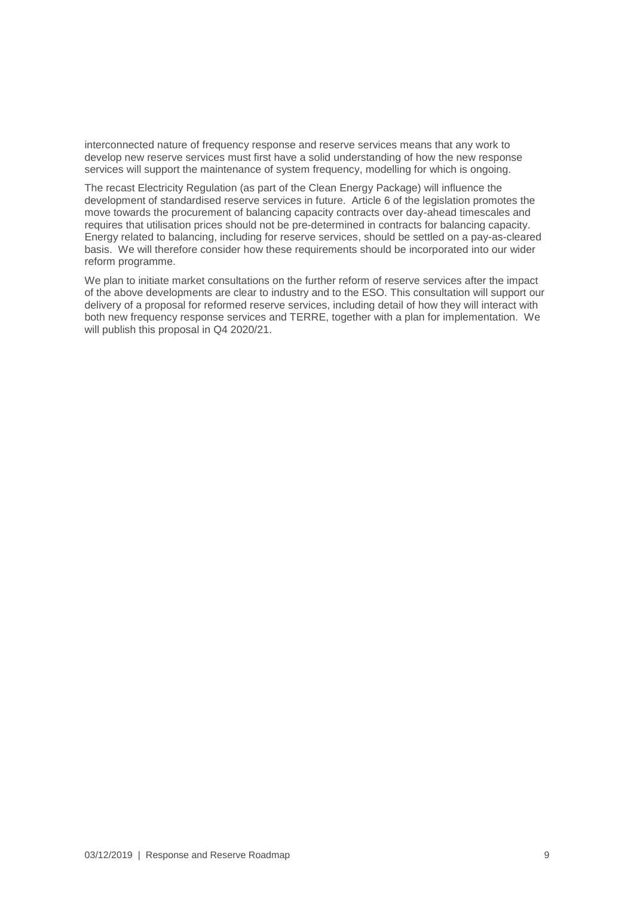interconnected nature of frequency response and reserve services means that any work to develop new reserve services must first have a solid understanding of how the new response services will support the maintenance of system frequency, modelling for which is ongoing.

The recast Electricity Regulation (as part of the Clean Energy Package) will influence the development of standardised reserve services in future. Article 6 of the legislation promotes the move towards the procurement of balancing capacity contracts over day-ahead timescales and requires that utilisation prices should not be pre-determined in contracts for balancing capacity. Energy related to balancing, including for reserve services, should be settled on a pay-as-cleared basis. We will therefore consider how these requirements should be incorporated into our wider reform programme.

We plan to initiate market consultations on the further reform of reserve services after the impact of the above developments are clear to industry and to the ESO. This consultation will support our delivery of a proposal for reformed reserve services, including detail of how they will interact with both new frequency response services and TERRE, together with a plan for implementation. We will publish this proposal in Q4 2020/21.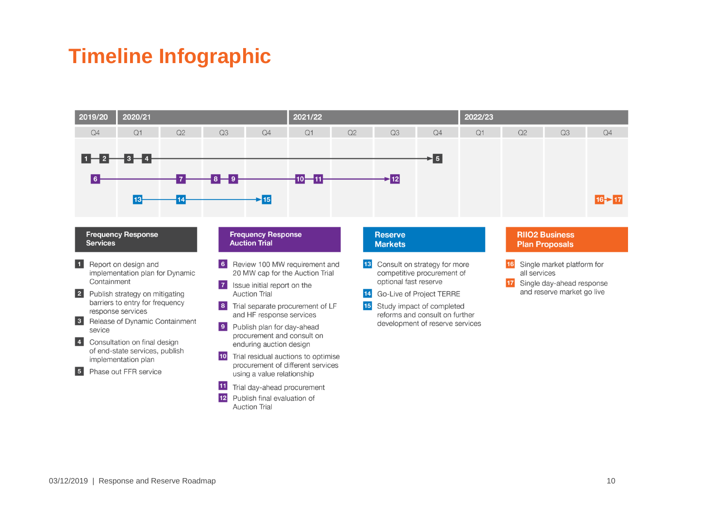# Timeline Infographic

| 2019/20 | 2020/21 | | | | 2021/22 | | | | 2022/23 | | | |
|---|---|---|---|---|---|---|---|---|---|---|---|---|
| Q4 | Q1 | Q2 | Q3 | Q4 | Q1 | Q2 | Q3 | Q4 | Q1 | Q2 | Q3 | Q4 |
| 1, 2 | 3, 4 | | | | | | | 5 | | | | |
| 6 | | 7 | 8, 9 | | 10, 11 | | 12 | | | | | |
| | 13 | 14 | | 15 | | | | | | | | |
| | | | | | | | | | | | | 16 → 17 |

### Frequency Response Services

1. Report on design and implementation plan for Dynamic Containment
2. Publish strategy on mitigating barriers to entry for frequency response services
3. Release of Dynamic Containment sevice
4. Consultation on final design of end-state services, publish implementation plan
5. Phase out FFR service

### Frequency Response Auction Trial

6. Review 100 MW requirement and 20 MW cap for the Auction Trial
7. Issue initial report on the Auction Trial
8. Trial separate procurement of LF and HF response services
9. Publish plan for day-ahead procurement and consult on enduring auction design
10. Trial residual auctions to optimise procurement of different services using a value relationship
11. Trial day-ahead procurement
12. Publish final evaluation of Auction Trial

### Reserve Markets

13. Consult on strategy for more competitive procurement of optional fast reserve
14. Go-Live of Project TERRE
15. Study impact of completed reforms and consult on further development of reserve services

### RIIO2 Business Plan Proposals

16. Single market platform for all services
17. Single day-ahead response and reserve market go live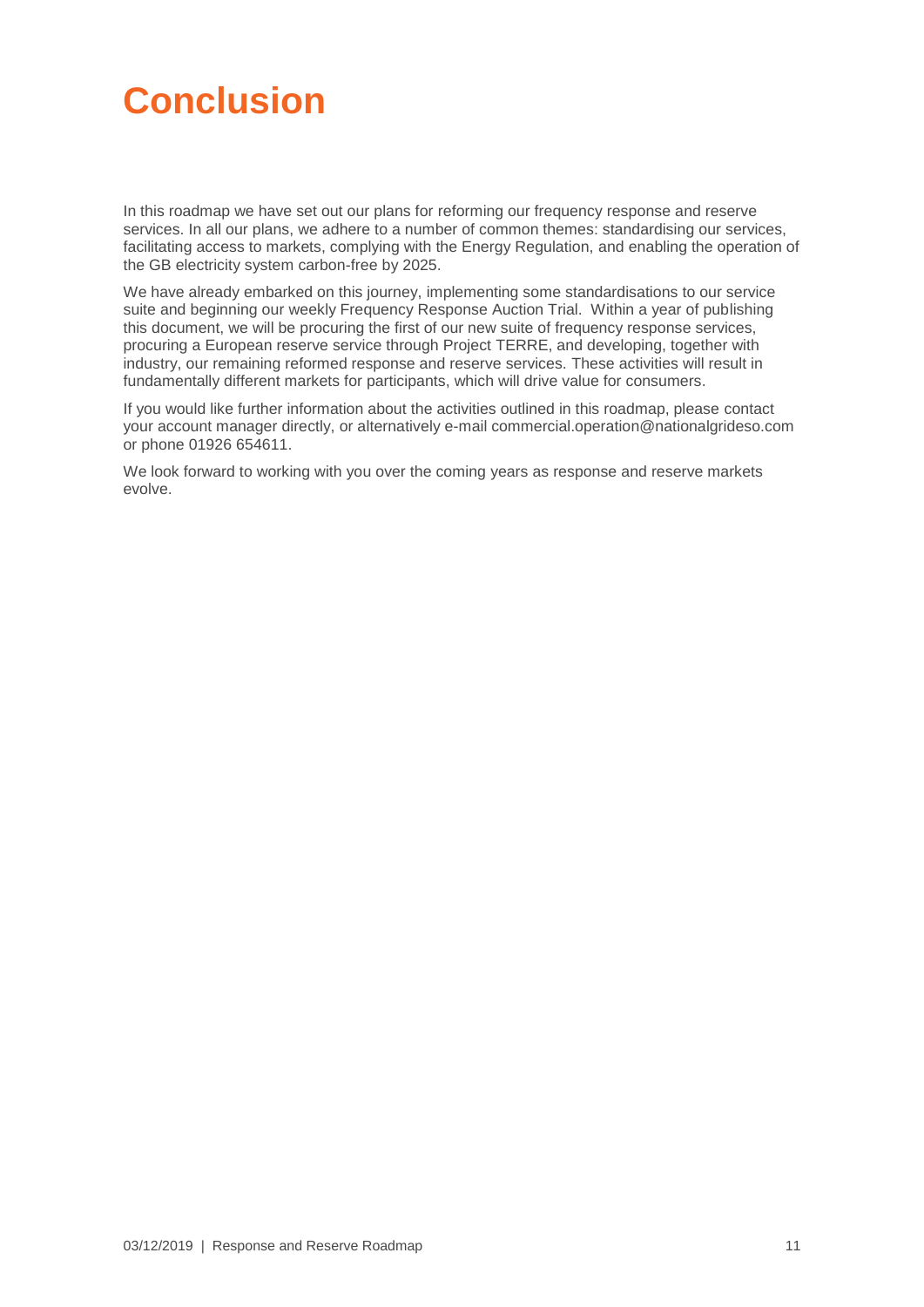# Conclusion

In this roadmap we have set out our plans for reforming our frequency response and reserve services. In all our plans, we adhere to a number of common themes: standardising our services, facilitating access to markets, complying with the Energy Regulation, and enabling the operation of the GB electricity system carbon-free by 2025.

We have already embarked on this journey, implementing some standardisations to our service suite and beginning our weekly Frequency Response Auction Trial. Within a year of publishing this document, we will be procuring the first of our new suite of frequency response services, procuring a European reserve service through Project TERRE, and developing, together with industry, our remaining reformed response and reserve services. These activities will result in fundamentally different markets for participants, which will drive value for consumers.

If you would like further information about the activities outlined in this roadmap, please contact your account manager directly, or alternatively e-mail commercial.operation@nationalgrideso.com or phone 01926 654611.

We look forward to working with you over the coming years as response and reserve markets evolve.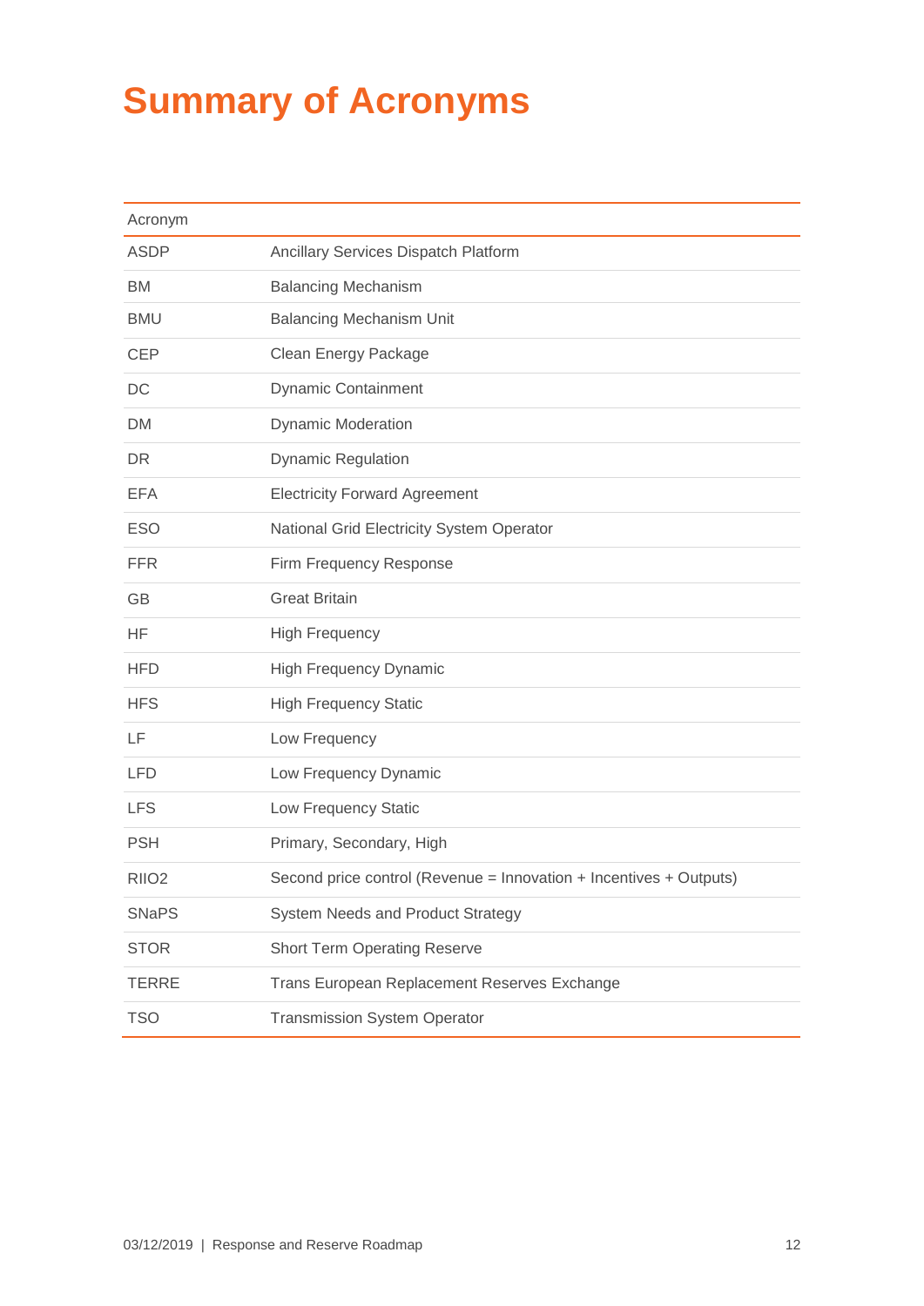# Summary of Acronyms

| Acronym | |
|---|---|
| ASDP | Ancillary Services Dispatch Platform |
| BM | Balancing Mechanism |
| BMU | Balancing Mechanism Unit |
| CEP | Clean Energy Package |
| DC | Dynamic Containment |
| DM | Dynamic Moderation |
| DR | Dynamic Regulation |
| EFA | Electricity Forward Agreement |
| ESO | National Grid Electricity System Operator |
| FFR | Firm Frequency Response |
| GB | Great Britain |
| HF | High Frequency |
| HFD | High Frequency Dynamic |
| HFS | High Frequency Static |
| LF | Low Frequency |
| LFD | Low Frequency Dynamic |
| LFS | Low Frequency Static |
| PSH | Primary, Secondary, High |
| RIIO2 | Second price control (Revenue = Innovation + Incentives + Outputs) |
| SNaPS | System Needs and Product Strategy |
| STOR | Short Term Operating Reserve |
| TERRE | Trans European Replacement Reserves Exchange |
| TSO | Transmission System Operator |